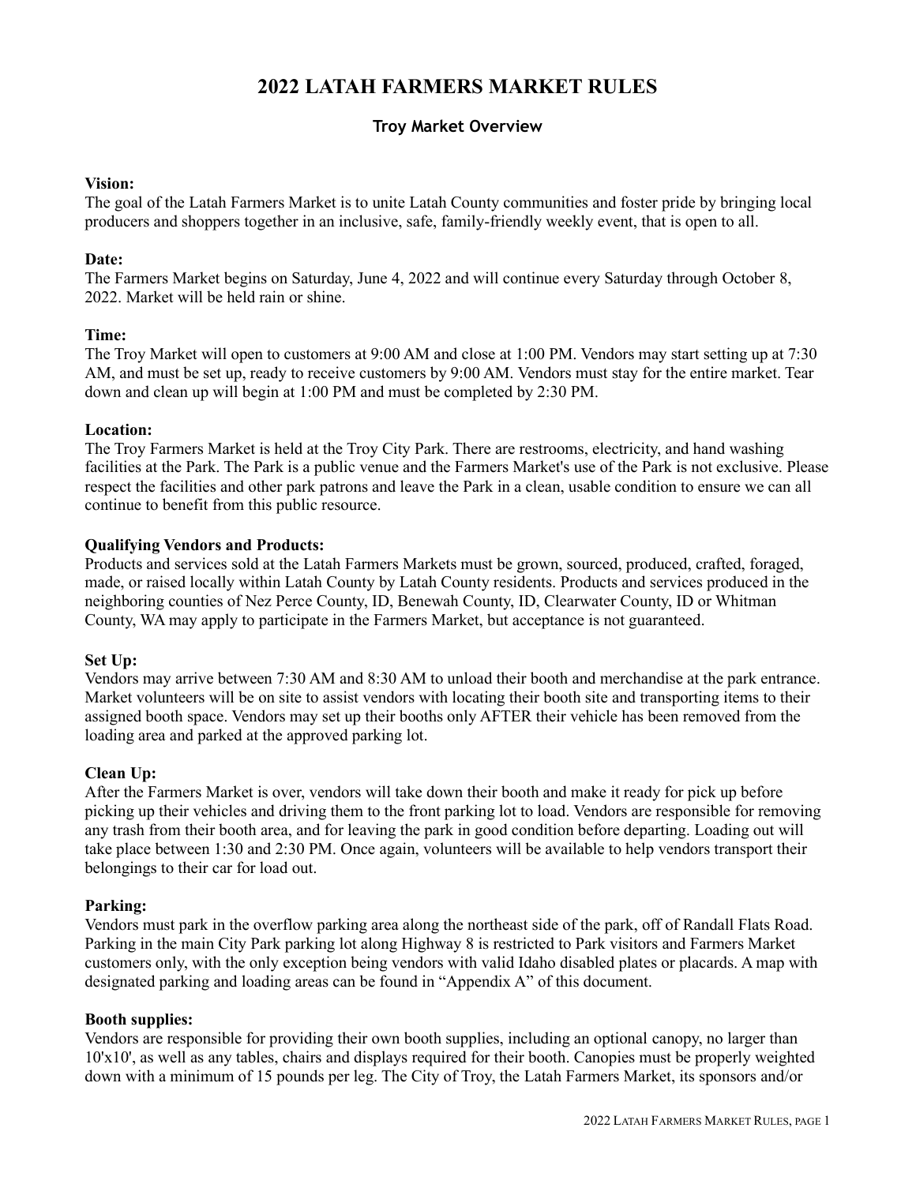# 2022 LATAH FARMERS MARKET RULES

## Troy Market Overview

**Vision:**
The goal of the Latah Farmers Market is to unite Latah County communities and foster pride by bringing local producers and shoppers together in an inclusive, safe, family-friendly weekly event, that is open to all.

**Date:**
The Farmers Market begins on Saturday, June 4, 2022 and will continue every Saturday through October 8, 2022. Market will be held rain or shine.

**Time:**
The Troy Market will open to customers at 9:00 AM and close at 1:00 PM. Vendors may start setting up at 7:30 AM, and must be set up, ready to receive customers by 9:00 AM. Vendors must stay for the entire market. Tear down and clean up will begin at 1:00 PM and must be completed by 2:30 PM.

**Location:**
The Troy Farmers Market is held at the Troy City Park. There are restrooms, electricity, and hand washing facilities at the Park. The Park is a public venue and the Farmers Market's use of the Park is not exclusive. Please respect the facilities and other park patrons and leave the Park in a clean, usable condition to ensure we can all continue to benefit from this public resource.

**Qualifying Vendors and Products:**
Products and services sold at the Latah Farmers Markets must be grown, sourced, produced, crafted, foraged, made, or raised locally within Latah County by Latah County residents. Products and services produced in the neighboring counties of Nez Perce County, ID, Benewah County, ID, Clearwater County, ID or Whitman County, WA may apply to participate in the Farmers Market, but acceptance is not guaranteed.

**Set Up:**
Vendors may arrive between 7:30 AM and 8:30 AM to unload their booth and merchandise at the park entrance. Market volunteers will be on site to assist vendors with locating their booth site and transporting items to their assigned booth space. Vendors may set up their booths only AFTER their vehicle has been removed from the loading area and parked at the approved parking lot.

**Clean Up:**
After the Farmers Market is over, vendors will take down their booth and make it ready for pick up before picking up their vehicles and driving them to the front parking lot to load. Vendors are responsible for removing any trash from their booth area, and for leaving the park in good condition before departing. Loading out will take place between 1:30 and 2:30 PM. Once again, volunteers will be available to help vendors transport their belongings to their car for load out.

**Parking:**
Vendors must park in the overflow parking area along the northeast side of the park, off of Randall Flats Road. Parking in the main City Park parking lot along Highway 8 is restricted to Park visitors and Farmers Market customers only, with the only exception being vendors with valid Idaho disabled plates or placards. A map with designated parking and loading areas can be found in "Appendix A" of this document.

**Booth supplies:**
Vendors are responsible for providing their own booth supplies, including an optional canopy, no larger than 10'x10', as well as any tables, chairs and displays required for their booth. Canopies must be properly weighted down with a minimum of 15 pounds per leg. The City of Troy, the Latah Farmers Market, its sponsors and/or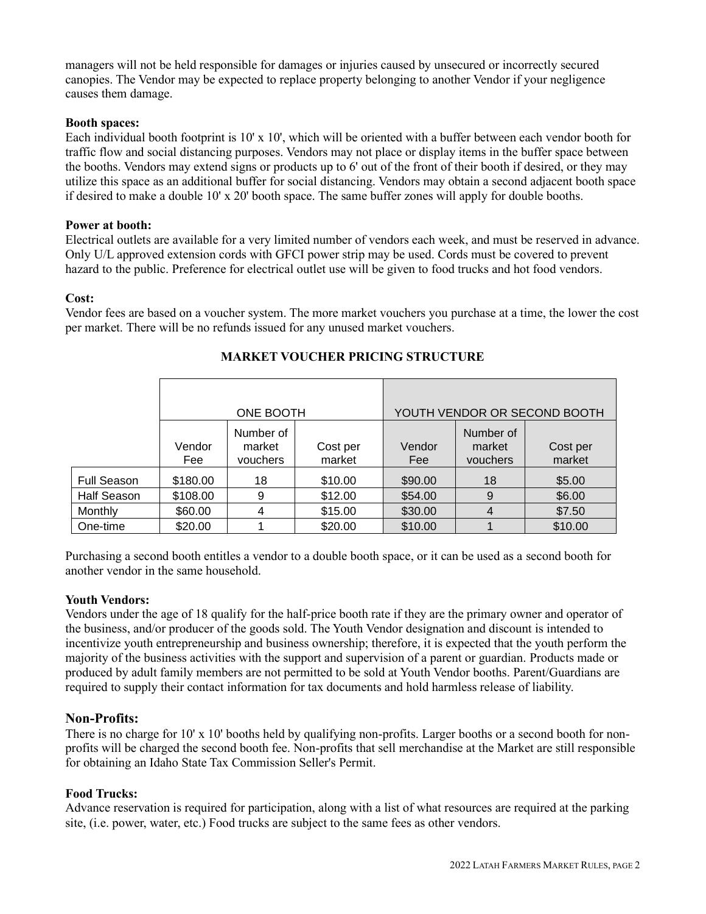managers will not be held responsible for damages or injuries caused by unsecured or incorrectly secured canopies. The Vendor may be expected to replace property belonging to another Vendor if your negligence causes them damage.

**Booth spaces:**
Each individual booth footprint is 10' x 10', which will be oriented with a buffer between each vendor booth for traffic flow and social distancing purposes. Vendors may not place or display items in the buffer space between the booths. Vendors may extend signs or products up to 6' out of the front of their booth if desired, or they may utilize this space as an additional buffer for social distancing. Vendors may obtain a second adjacent booth space if desired to make a double 10' x 20' booth space. The same buffer zones will apply for double booths.

**Power at booth:**
Electrical outlets are available for a very limited number of vendors each week, and must be reserved in advance. Only U/L approved extension cords with GFCI power strip may be used. Cords must be covered to prevent hazard to the public. Preference for electrical outlet use will be given to food trucks and hot food vendors.

**Cost:**
Vendor fees are based on a voucher system. The more market vouchers you purchase at a time, the lower the cost per market. There will be no refunds issued for any unused market vouchers.

**MARKET VOUCHER PRICING STRUCTURE**

| | ONE BOOTH | | | YOUTH VENDOR OR SECOND BOOTH | | |
|---|---|---|---|---|---|---|
| | Vendor Fee | Number of market vouchers | Cost per market | Vendor Fee | Number of market vouchers | Cost per market |
| Full Season | $180.00 | 18 | $10.00 | $90.00 | 18 | $5.00 |
| Half Season | $108.00 | 9 | $12.00 | $54.00 | 9 | $6.00 |
| Monthly | $60.00 | 4 | $15.00 | $30.00 | 4 | $7.50 |
| One-time | $20.00 | 1 | $20.00 | $10.00 | 1 | $10.00 |

Purchasing a second booth entitles a vendor to a double booth space, or it can be used as a second booth for another vendor in the same household.

**Youth Vendors:**
Vendors under the age of 18 qualify for the half-price booth rate if they are the primary owner and operator of the business, and/or producer of the goods sold. The Youth Vendor designation and discount is intended to incentivize youth entrepreneurship and business ownership; therefore, it is expected that the youth perform the majority of the business activities with the support and supervision of a parent or guardian. Products made or produced by adult family members are not permitted to be sold at Youth Vendor booths. Parent/Guardians are required to supply their contact information for tax documents and hold harmless release of liability.

## Non-Profits:

There is no charge for 10' x 10' booths held by qualifying non-profits. Larger booths or a second booth for non-profits will be charged the second booth fee. Non-profits that sell merchandise at the Market are still responsible for obtaining an Idaho State Tax Commission Seller's Permit.

**Food Trucks:**
Advance reservation is required for participation, along with a list of what resources are required at the parking site, (i.e. power, water, etc.) Food trucks are subject to the same fees as other vendors.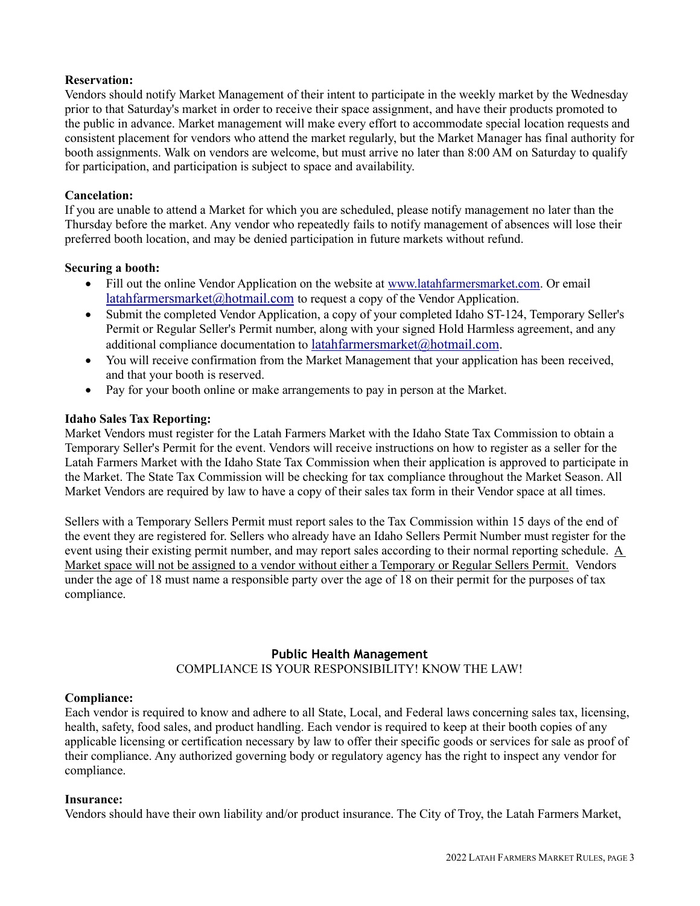**Reservation:**
Vendors should notify Market Management of their intent to participate in the weekly market by the Wednesday prior to that Saturday's market in order to receive their space assignment, and have their products promoted to the public in advance. Market management will make every effort to accommodate special location requests and consistent placement for vendors who attend the market regularly, but the Market Manager has final authority for booth assignments. Walk on vendors are welcome, but must arrive no later than 8:00 AM on Saturday to qualify for participation, and participation is subject to space and availability.

**Cancelation:**
If you are unable to attend a Market for which you are scheduled, please notify management no later than the Thursday before the market. Any vendor who repeatedly fails to notify management of absences will lose their preferred booth location, and may be denied participation in future markets without refund.

**Securing a booth:**

- Fill out the online Vendor Application on the website at www.latahfarmersmarket.com. Or email latahfarmersmarket@hotmail.com to request a copy of the Vendor Application.
- Submit the completed Vendor Application, a copy of your completed Idaho ST-124, Temporary Seller's Permit or Regular Seller's Permit number, along with your signed Hold Harmless agreement, and any additional compliance documentation to latahfarmersmarket@hotmail.com.
- You will receive confirmation from the Market Management that your application has been received, and that your booth is reserved.
- Pay for your booth online or make arrangements to pay in person at the Market.

**Idaho Sales Tax Reporting:**
Market Vendors must register for the Latah Farmers Market with the Idaho State Tax Commission to obtain a Temporary Seller's Permit for the event. Vendors will receive instructions on how to register as a seller for the Latah Farmers Market with the Idaho State Tax Commission when their application is approved to participate in the Market. The State Tax Commission will be checking for tax compliance throughout the Market Season. All Market Vendors are required by law to have a copy of their sales tax form in their Vendor space at all times.

Sellers with a Temporary Sellers Permit must report sales to the Tax Commission within 15 days of the end of the event they are registered for. Sellers who already have an Idaho Sellers Permit Number must register for the event using their existing permit number, and may report sales according to their normal reporting schedule. <u>A Market space will not be assigned to a vendor without either a Temporary or Regular Sellers Permit.</u> Vendors under the age of 18 must name a responsible party over the age of 18 on their permit for the purposes of tax compliance.

## Public Health Management

COMPLIANCE IS YOUR RESPONSIBILITY! KNOW THE LAW!

**Compliance:**
Each vendor is required to know and adhere to all State, Local, and Federal laws concerning sales tax, licensing, health, safety, food sales, and product handling. Each vendor is required to keep at their booth copies of any applicable licensing or certification necessary by law to offer their specific goods or services for sale as proof of their compliance. Any authorized governing body or regulatory agency has the right to inspect any vendor for compliance.

**Insurance:**
Vendors should have their own liability and/or product insurance. The City of Troy, the Latah Farmers Market,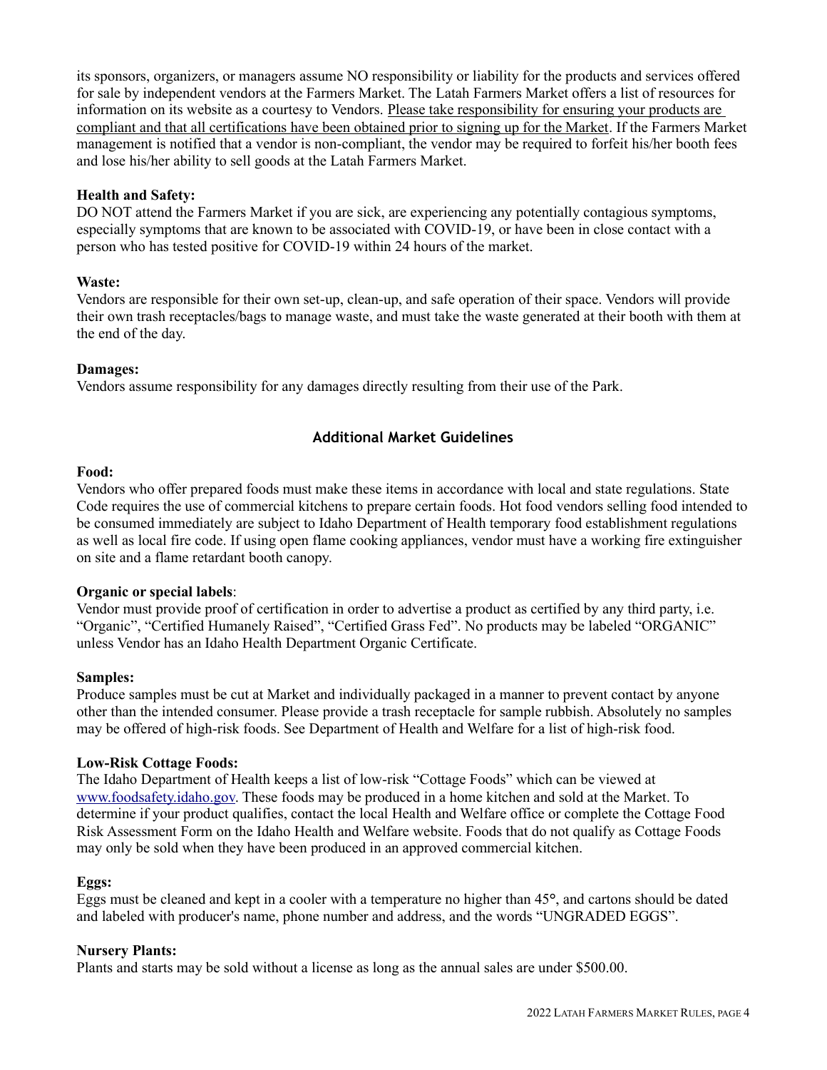its sponsors, organizers, or managers assume NO responsibility or liability for the products and services offered for sale by independent vendors at the Farmers Market. The Latah Farmers Market offers a list of resources for information on its website as a courtesy to Vendors. <u>Please take responsibility for ensuring your products are compliant and that all certifications have been obtained prior to signing up for the Market</u>. If the Farmers Market management is notified that a vendor is non-compliant, the vendor may be required to forfeit his/her booth fees and lose his/her ability to sell goods at the Latah Farmers Market.

**Health and Safety:**
DO NOT attend the Farmers Market if you are sick, are experiencing any potentially contagious symptoms, especially symptoms that are known to be associated with COVID-19, or have been in close contact with a person who has tested positive for COVID-19 within 24 hours of the market.

**Waste:**
Vendors are responsible for their own set-up, clean-up, and safe operation of their space. Vendors will provide their own trash receptacles/bags to manage waste, and must take the waste generated at their booth with them at the end of the day.

**Damages:**
Vendors assume responsibility for any damages directly resulting from their use of the Park.

## Additional Market Guidelines

**Food:**
Vendors who offer prepared foods must make these items in accordance with local and state regulations. State Code requires the use of commercial kitchens to prepare certain foods. Hot food vendors selling food intended to be consumed immediately are subject to Idaho Department of Health temporary food establishment regulations as well as local fire code. If using open flame cooking appliances, vendor must have a working fire extinguisher on site and a flame retardant booth canopy.

**Organic or special labels**:
Vendor must provide proof of certification in order to advertise a product as certified by any third party, i.e. "Organic", "Certified Humanely Raised", "Certified Grass Fed". No products may be labeled "ORGANIC" unless Vendor has an Idaho Health Department Organic Certificate.

**Samples:**
Produce samples must be cut at Market and individually packaged in a manner to prevent contact by anyone other than the intended consumer. Please provide a trash receptacle for sample rubbish. Absolutely no samples may be offered of high-risk foods. See Department of Health and Welfare for a list of high-risk food.

**Low-Risk Cottage Foods:**
The Idaho Department of Health keeps a list of low-risk "Cottage Foods" which can be viewed at [www.foodsafety.idaho.gov](http://www.foodsafety.idaho.gov). These foods may be produced in a home kitchen and sold at the Market. To determine if your product qualifies, contact the local Health and Welfare office or complete the Cottage Food Risk Assessment Form on the Idaho Health and Welfare website. Foods that do not qualify as Cottage Foods may only be sold when they have been produced in an approved commercial kitchen.

**Eggs:**
Eggs must be cleaned and kept in a cooler with a temperature no higher than 45°, and cartons should be dated and labeled with producer's name, phone number and address, and the words "UNGRADED EGGS".

**Nursery Plants:**
Plants and starts may be sold without a license as long as the annual sales are under $500.00.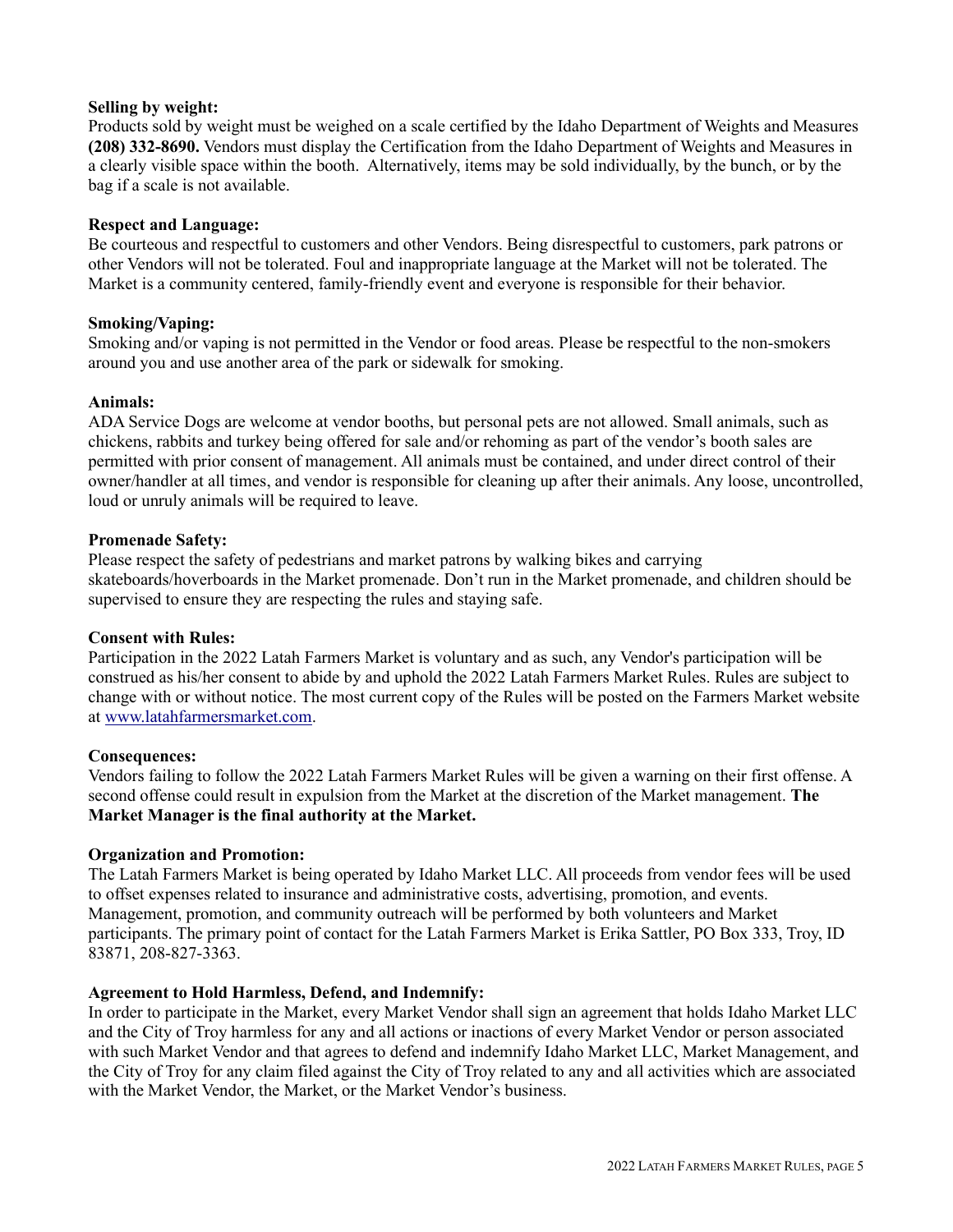**Selling by weight:**
Products sold by weight must be weighed on a scale certified by the Idaho Department of Weights and Measures **(208) 332-8690.** Vendors must display the Certification from the Idaho Department of Weights and Measures in a clearly visible space within the booth. Alternatively, items may be sold individually, by the bunch, or by the bag if a scale is not available.

**Respect and Language:**
Be courteous and respectful to customers and other Vendors. Being disrespectful to customers, park patrons or other Vendors will not be tolerated. Foul and inappropriate language at the Market will not be tolerated. The Market is a community centered, family-friendly event and everyone is responsible for their behavior.

**Smoking/Vaping:**
Smoking and/or vaping is not permitted in the Vendor or food areas. Please be respectful to the non-smokers around you and use another area of the park or sidewalk for smoking.

**Animals:**
ADA Service Dogs are welcome at vendor booths, but personal pets are not allowed. Small animals, such as chickens, rabbits and turkey being offered for sale and/or rehoming as part of the vendor's booth sales are permitted with prior consent of management. All animals must be contained, and under direct control of their owner/handler at all times, and vendor is responsible for cleaning up after their animals. Any loose, uncontrolled, loud or unruly animals will be required to leave.

**Promenade Safety:**
Please respect the safety of pedestrians and market patrons by walking bikes and carrying skateboards/hoverboards in the Market promenade. Don't run in the Market promenade, and children should be supervised to ensure they are respecting the rules and staying safe.

**Consent with Rules:**
Participation in the 2022 Latah Farmers Market is voluntary and as such, any Vendor's participation will be construed as his/her consent to abide by and uphold the 2022 Latah Farmers Market Rules. Rules are subject to change with or without notice. The most current copy of the Rules will be posted on the Farmers Market website at www.latahfarmersmarket.com.

**Consequences:**
Vendors failing to follow the 2022 Latah Farmers Market Rules will be given a warning on their first offense. A second offense could result in expulsion from the Market at the discretion of the Market management. **The Market Manager is the final authority at the Market.**

**Organization and Promotion:**
The Latah Farmers Market is being operated by Idaho Market LLC. All proceeds from vendor fees will be used to offset expenses related to insurance and administrative costs, advertising, promotion, and events. Management, promotion, and community outreach will be performed by both volunteers and Market participants. The primary point of contact for the Latah Farmers Market is Erika Sattler, PO Box 333, Troy, ID 83871, 208-827-3363.

**Agreement to Hold Harmless, Defend, and Indemnify:**
In order to participate in the Market, every Market Vendor shall sign an agreement that holds Idaho Market LLC and the City of Troy harmless for any and all actions or inactions of every Market Vendor or person associated with such Market Vendor and that agrees to defend and indemnify Idaho Market LLC, Market Management, and the City of Troy for any claim filed against the City of Troy related to any and all activities which are associated with the Market Vendor, the Market, or the Market Vendor's business.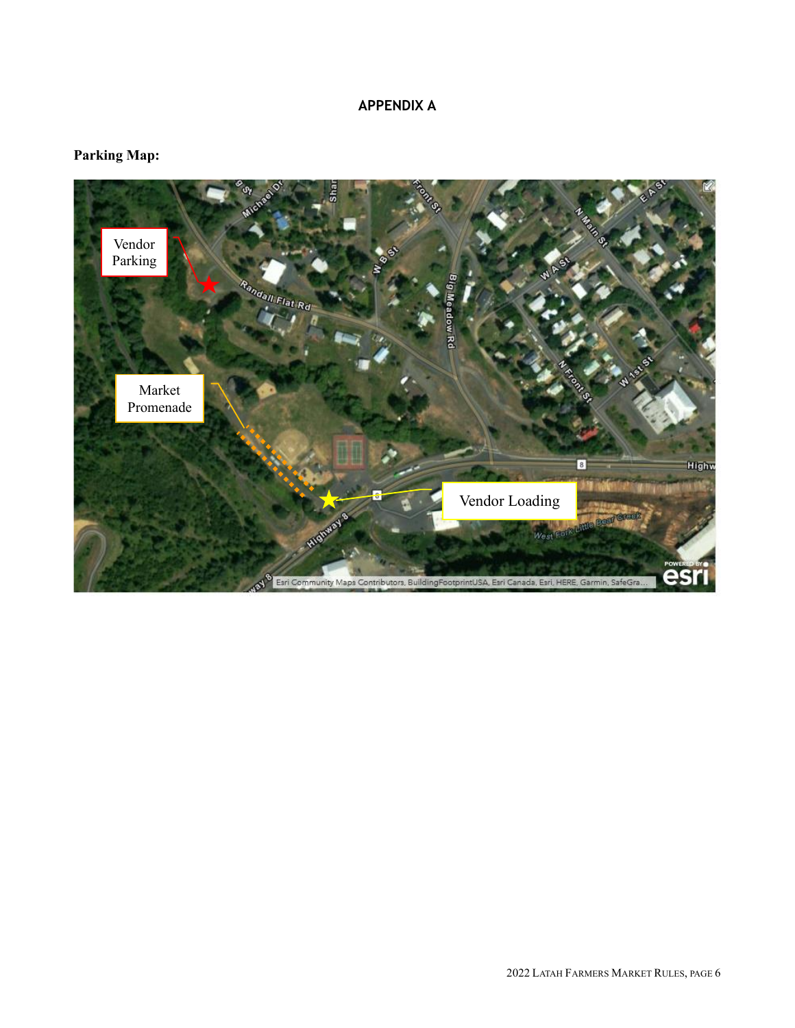## APPENDIX A

**Parking Map:**

Vendor Parking

Market Promenade

Vendor Loading